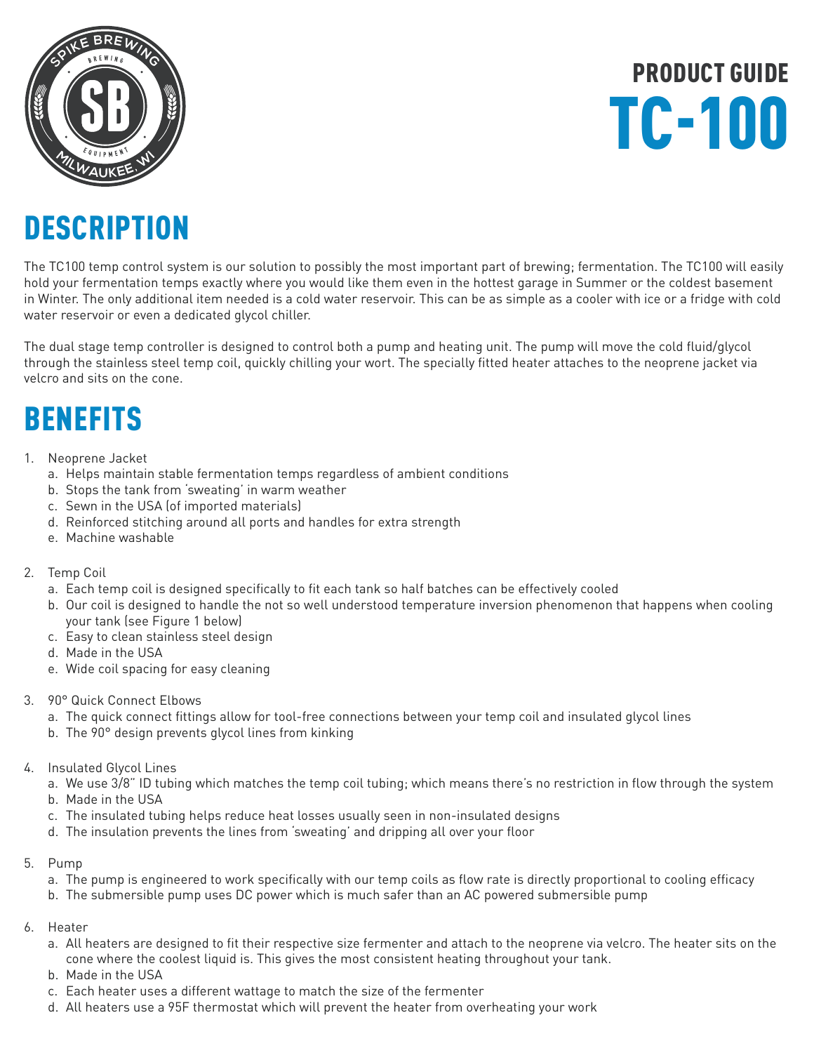# PRODUCT GUIDE
# TC-100

## DESCRIPTION

The TC100 temp control system is our solution to possibly the most important part of brewing; fermentation. The TC100 will easily hold your fermentation temps exactly where you would like them even in the hottest garage in Summer or the coldest basement in Winter. The only additional item needed is a cold water reservoir. This can be as simple as a cooler with ice or a fridge with cold water reservoir or even a dedicated glycol chiller.

The dual stage temp controller is designed to control both a pump and heating unit. The pump will move the cold fluid/glycol through the stainless steel temp coil, quickly chilling your wort. The specially fitted heater attaches to the neoprene jacket via velcro and sits on the cone.

## BENEFITS

1. Neoprene Jacket
   a. Helps maintain stable fermentation temps regardless of ambient conditions
   b. Stops the tank from 'sweating' in warm weather
   c. Sewn in the USA (of imported materials)
   d. Reinforced stitching around all ports and handles for extra strength
   e. Machine washable

2. Temp Coil
   a. Each temp coil is designed specifically to fit each tank so half batches can be effectively cooled
   b. Our coil is designed to handle the not so well understood temperature inversion phenomenon that happens when cooling your tank (see Figure 1 below)
   c. Easy to clean stainless steel design
   d. Made in the USA
   e. Wide coil spacing for easy cleaning

3. 90° Quick Connect Elbows
   a. The quick connect fittings allow for tool-free connections between your temp coil and insulated glycol lines
   b. The 90° design prevents glycol lines from kinking

4. Insulated Glycol Lines
   a. We use 3/8" ID tubing which matches the temp coil tubing; which means there's no restriction in flow through the system
   b. Made in the USA
   c. The insulated tubing helps reduce heat losses usually seen in non-insulated designs
   d. The insulation prevents the lines from 'sweating' and dripping all over your floor

5. Pump
   a. The pump is engineered to work specifically with our temp coils as flow rate is directly proportional to cooling efficacy
   b. The submersible pump uses DC power which is much safer than an AC powered submersible pump

6. Heater
   a. All heaters are designed to fit their respective size fermenter and attach to the neoprene via velcro. The heater sits on the cone where the coolest liquid is. This gives the most consistent heating throughout your tank.
   b. Made in the USA
   c. Each heater uses a different wattage to match the size of the fermenter
   d. All heaters use a 95F thermostat which will prevent the heater from overheating your work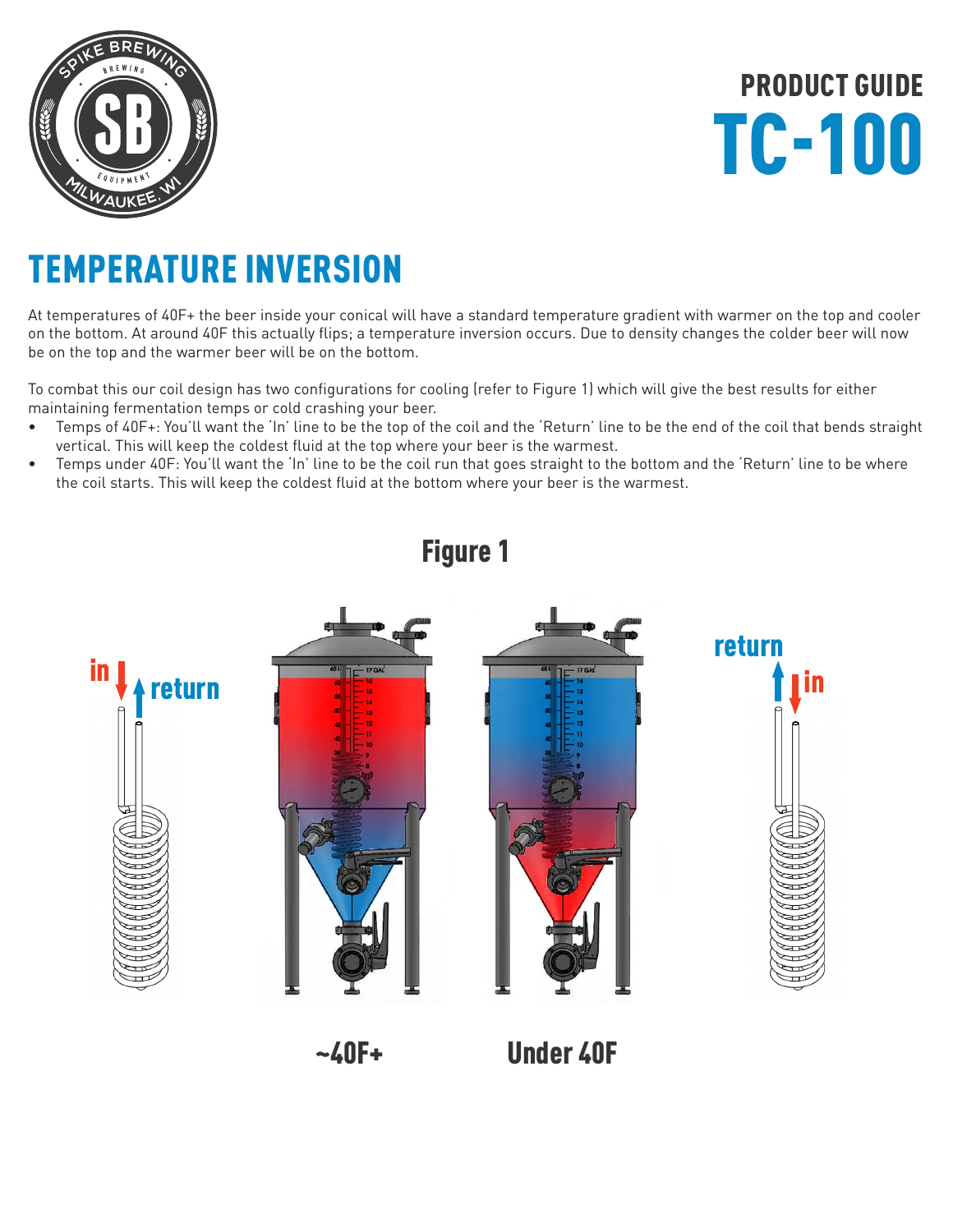PRODUCT GUIDE

# TC-100

## TEMPERATURE INVERSION

At temperatures of 40F+ the beer inside your conical will have a standard temperature gradient with warmer on the top and cooler on the bottom. At around 40F this actually flips; a temperature inversion occurs. Due to density changes the colder beer will now be on the top and the warmer beer will be on the bottom.

To combat this our coil design has two configurations for cooling (refer to Figure 1) which will give the best results for either maintaining fermentation temps or cold crashing your beer.

- Temps of 40F+: You'll want the 'In' line to be the top of the coil and the 'Return' line to be the end of the coil that bends straight vertical. This will keep the coldest fluid at the top where your beer is the warmest.
- Temps under 40F: You'll want the 'In' line to be the coil run that goes straight to the bottom and the 'Return' line to be where the coil starts. This will keep the coldest fluid at the bottom where your beer is the warmest.

### Figure 1

in | return

~40F+

Under 40F

return | in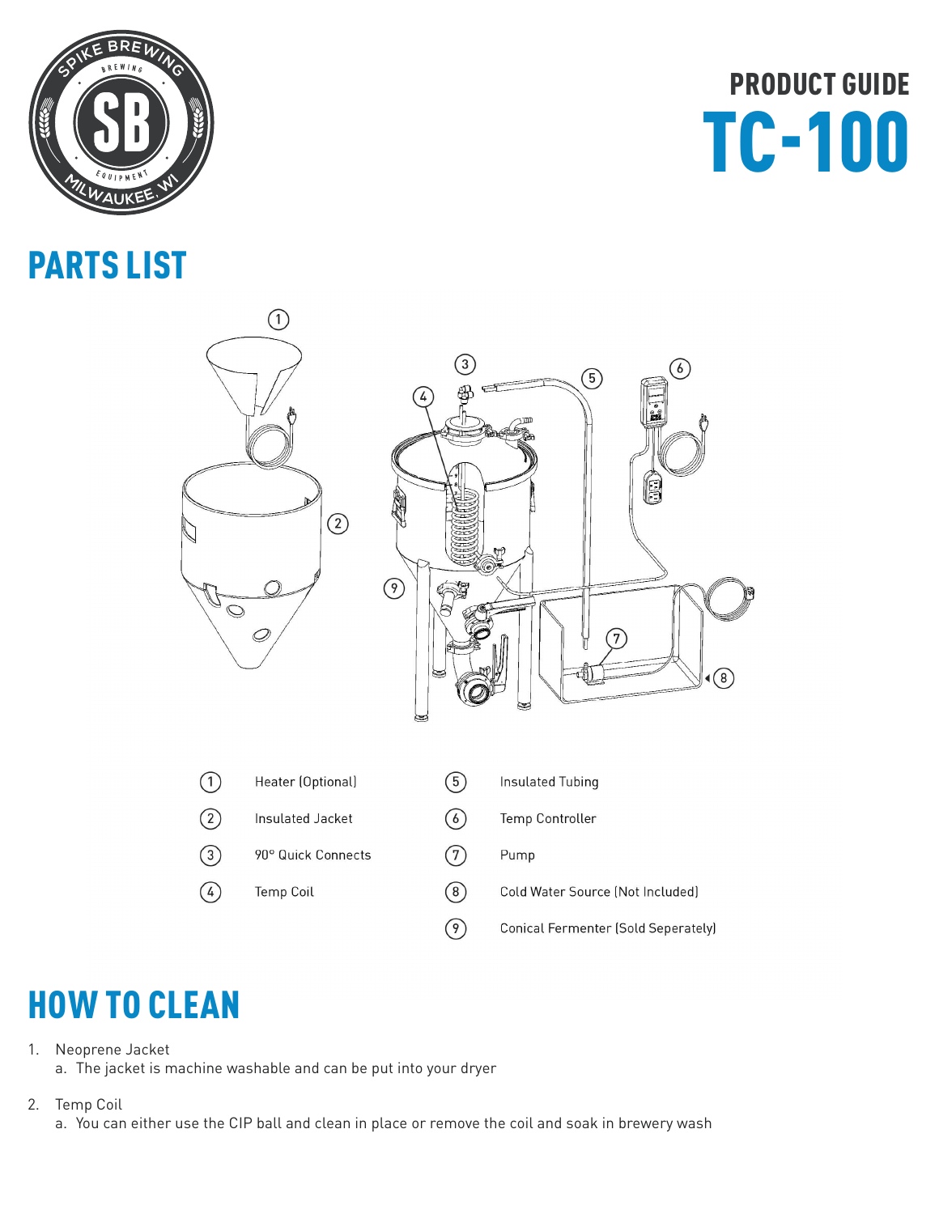# PRODUCT GUIDE

# TC-100

## PARTS LIST

| # | Part | # | Part |
|---|---|---|---|
| 1 | Heater (Optional) | 5 | Insulated Tubing |
| 2 | Insulated Jacket | 6 | Temp Controller |
| 3 | 90° Quick Connects | 7 | Pump |
| 4 | Temp Coil | 8 | Cold Water Source (Not Included) |
| | | 9 | Conical Fermenter (Sold Seperately) |

## HOW TO CLEAN

1. Neoprene Jacket
   a. The jacket is machine washable and can be put into your dryer

2. Temp Coil
   a. You can either use the CIP ball and clean in place or remove the coil and soak in brewery wash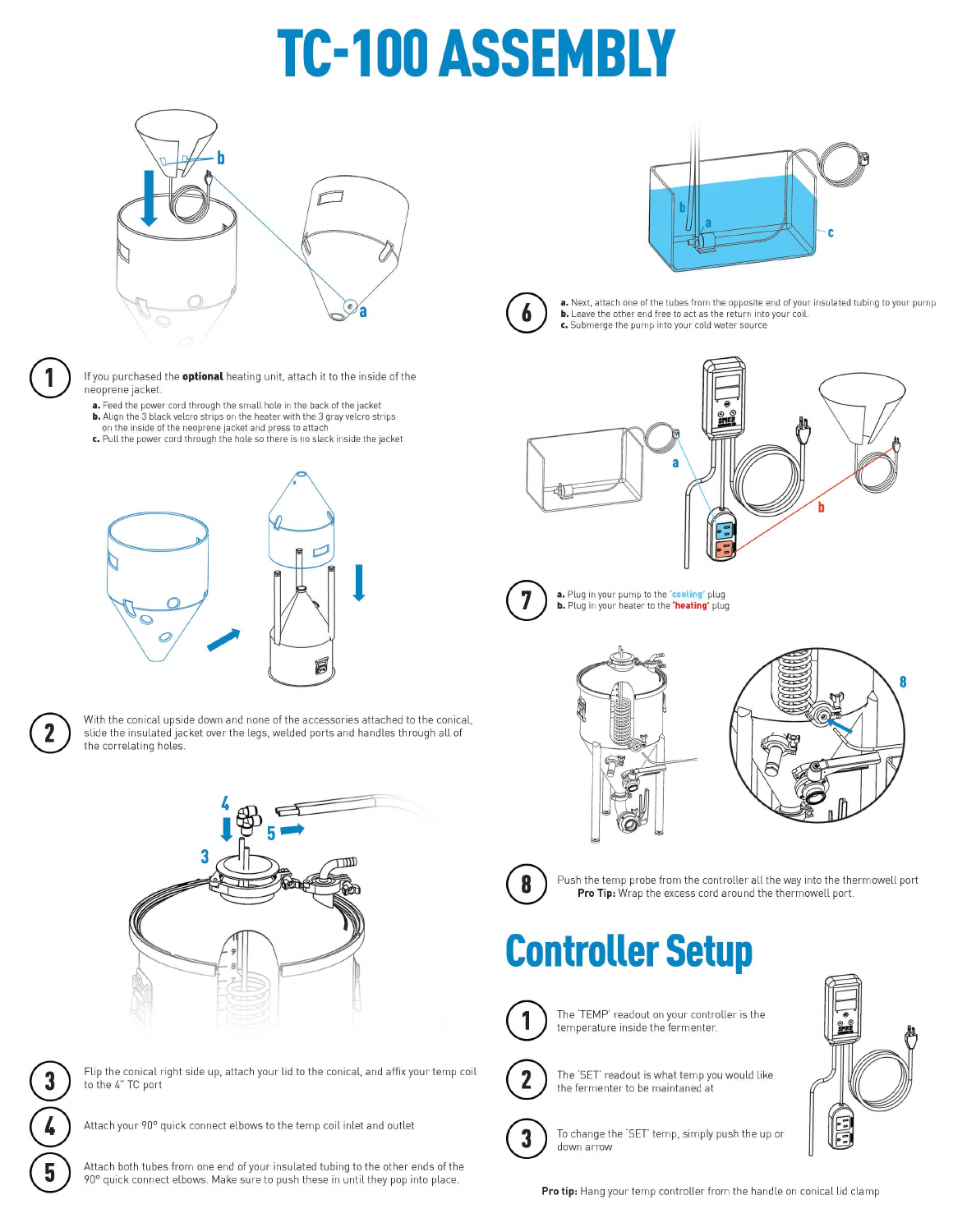# TC-100 ASSEMBLY

**1** If you purchased the **optional** heating unit, attach it to the inside of the neoprene jacket.

- **a.** Feed the power cord through the small hole in the back of the jacket
- **b.** Align the 3 black velcro strips on the heater with the 3 gray velcro strips on the inside of the neoprene jacket and press to attach
- **c.** Pull the power cord through the hole so there is no slack inside the jacket

**2** With the conical upside down and none of the accessories attached to the conical, slide the insulated jacket over the legs, welded ports and handles through all of the correlating holes.

**3** Flip the conical right side up, attach your lid to the conical, and affix your temp coil to the 4" TC port

**4** Attach your 90° quick connect elbows to the temp coil inlet and outlet

**5** Attach both tubes from one end of your insulated tubing to the other ends of the 90° quick connect elbows. Make sure to push these in until they pop into place.

**6**

- **a.** Next, attach one of the tubes from the opposite end of your insulated tubing to your pump
- **b.** Leave the other end free to act as the return into your coil.
- **c.** Submerge the pump into your cold water source

**7**

- **a.** Plug in your pump to the **'cooling'** plug
- **b.** Plug in your heater to the **'heating'** plug

**8** Push the temp probe from the controller all the way into the thermowell port

**Pro Tip:** Wrap the excess cord around the thermowell port.

## Controller Setup

**1** The 'TEMP' readout on your controller is the temperature inside the fermenter.

**2** The 'SET' readout is what temp you would like the fermenter to be maintaned at

**3** To change the 'SET' temp, simply push the up or down arrow

**Pro tip:** Hang your temp controller from the handle on conical lid clamp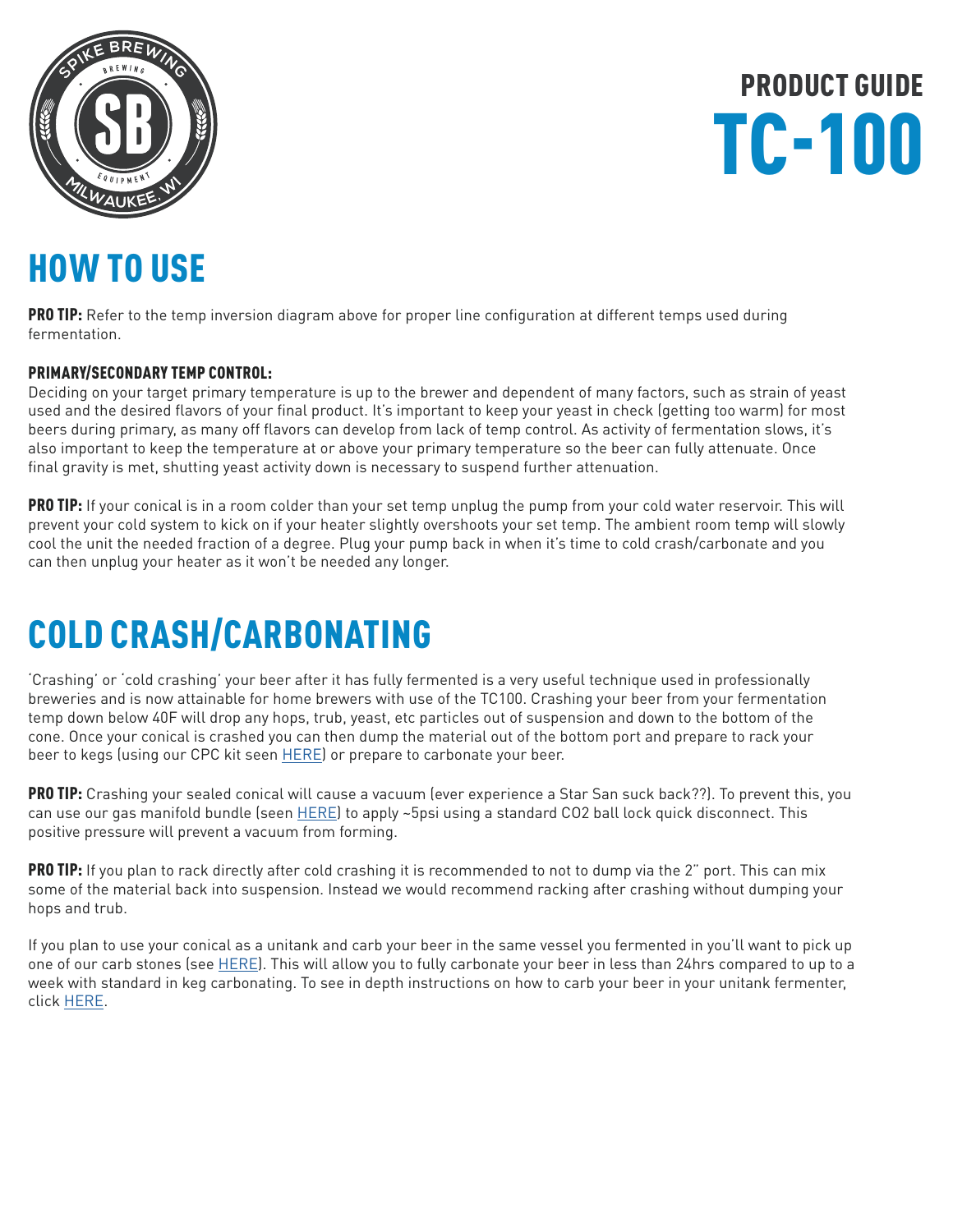# PRODUCT GUIDE TC-100

## HOW TO USE

**PRO TIP:** Refer to the temp inversion diagram above for proper line configuration at different temps used during fermentation.

### PRIMARY/SECONDARY TEMP CONTROL:

Deciding on your target primary temperature is up to the brewer and dependent of many factors, such as strain of yeast used and the desired flavors of your final product. It's important to keep your yeast in check (getting too warm) for most beers during primary, as many off flavors can develop from lack of temp control. As activity of fermentation slows, it's also important to keep the temperature at or above your primary temperature so the beer can fully attenuate. Once final gravity is met, shutting yeast activity down is necessary to suspend further attenuation.

**PRO TIP:** If your conical is in a room colder than your set temp unplug the pump from your cold water reservoir. This will prevent your cold system to kick on if your heater slightly overshoots your set temp. The ambient room temp will slowly cool the unit the needed fraction of a degree. Plug your pump back in when it's time to cold crash/carbonate and you can then unplug your heater as it won't be needed any longer.

## COLD CRASH/CARBONATING

'Crashing' or 'cold crashing' your beer after it has fully fermented is a very useful technique used in professionally breweries and is now attainable for home brewers with use of the TC100. Crashing your beer from your fermentation temp down below 40F will drop any hops, trub, yeast, etc particles out of suspension and down to the bottom of the cone. Once your conical is crashed you can then dump the material out of the bottom port and prepare to rack your beer to kegs (using our CPC kit seen HERE) or prepare to carbonate your beer.

**PRO TIP:** Crashing your sealed conical will cause a vacuum (ever experience a Star San suck back??). To prevent this, you can use our gas manifold bundle (seen HERE) to apply ~5psi using a standard CO2 ball lock quick disconnect. This positive pressure will prevent a vacuum from forming.

**PRO TIP:** If you plan to rack directly after cold crashing it is recommended to not to dump via the 2" port. This can mix some of the material back into suspension. Instead we would recommend racking after crashing without dumping your hops and trub.

If you plan to use your conical as a unitank and carb your beer in the same vessel you fermented in you'll want to pick up one of our carb stones (see HERE). This will allow you to fully carbonate your beer in less than 24hrs compared to up to a week with standard in keg carbonating. To see in depth instructions on how to carb your beer in your unitank fermenter, click HERE.